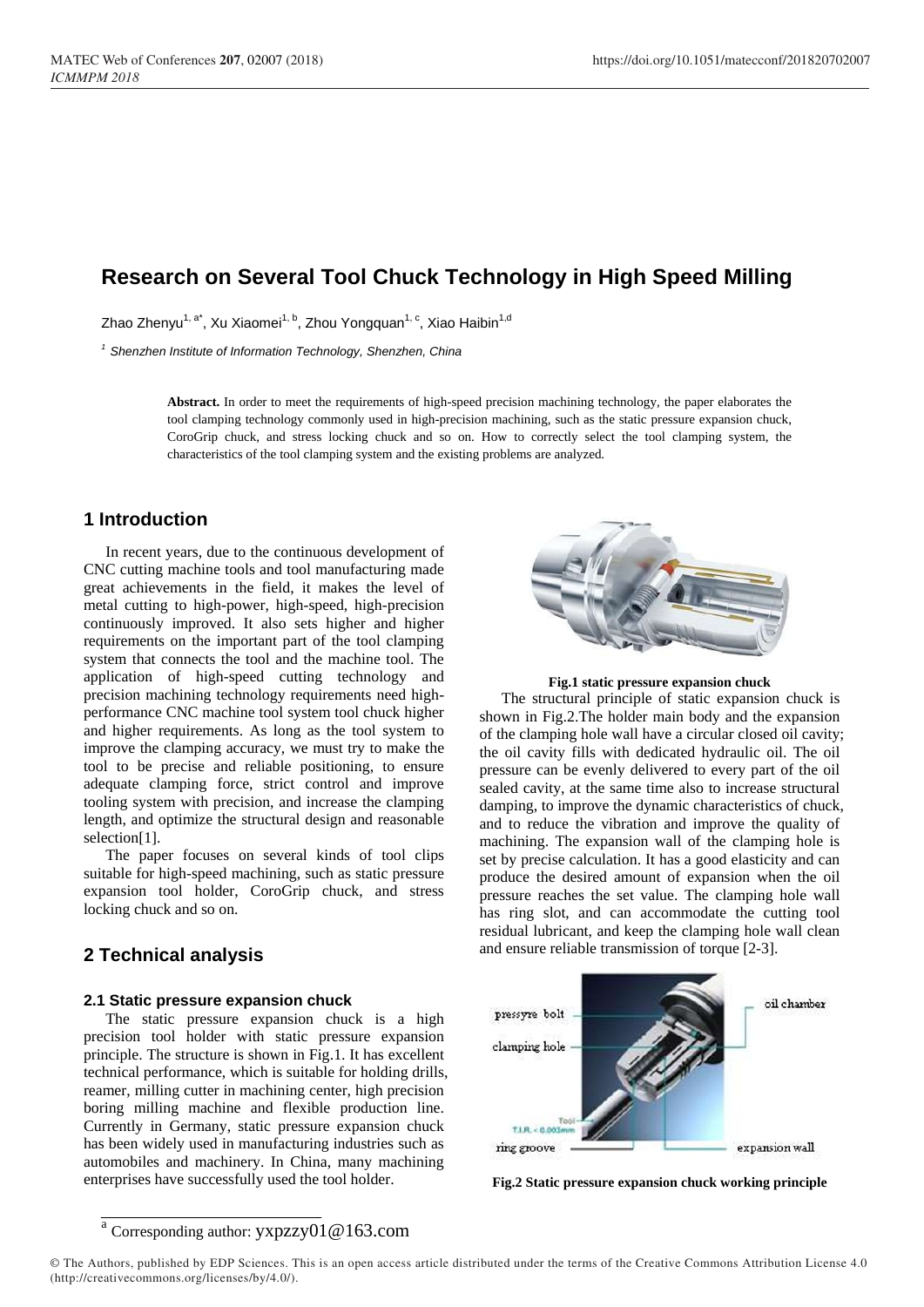# Research on Several Tool Chuck Technology in High Speed Milling

Zhao Zhenyu[1, a*], Xu Xiaomei[1, b], Zhou Yongquan[1, c], Xiao Haibin[1,d]

[1] *Shenzhen Institute of Information Technology, Shenzhen, China*

**Abstract.** In order to meet the requirements of high-speed precision machining technology, the paper elaborates the tool clamping technology commonly used in high-precision machining, such as the static pressure expansion chuck, CoroGrip chuck, and stress locking chuck and so on. How to correctly select the tool clamping system, the characteristics of the tool clamping system and the existing problems are analyzed.

## 1 Introduction

In recent years, due to the continuous development of CNC cutting machine tools and tool manufacturing made great achievements in the field, it makes the level of metal cutting to high-power, high-speed, high-precision continuously improved. It also sets higher and higher requirements on the important part of the tool clamping system that connects the tool and the machine tool. The application of high-speed cutting technology and precision machining technology requirements need high-performance CNC machine tool system tool chuck higher and higher requirements. As long as the tool system to improve the clamping accuracy, we must try to make the tool to be precise and reliable positioning, to ensure adequate clamping force, strict control and improve tooling system with precision, and increase the clamping length, and optimize the structural design and reasonable selection[1].

The paper focuses on several kinds of tool clips suitable for high-speed machining, such as static pressure expansion tool holder, CoroGrip chuck, and stress locking chuck and so on.

## 2 Technical analysis

### 2.1 Static pressure expansion chuck

The static pressure expansion chuck is a high precision tool holder with static pressure expansion principle. The structure is shown in Fig.1. It has excellent technical performance, which is suitable for holding drills, reamer, milling cutter in machining center, high precision boring milling machine and flexible production line. Currently in Germany, static pressure expansion chuck has been widely used in manufacturing industries such as automobiles and machinery. In China, many machining enterprises have successfully used the tool holder.

**Fig.1 static pressure expansion chuck**

The structural principle of static expansion chuck is shown in Fig.2.The holder main body and the expansion of the clamping hole wall have a circular closed oil cavity; the oil cavity fills with dedicated hydraulic oil. The oil pressure can be evenly delivered to every part of the oil sealed cavity, at the same time also to increase structural damping, to improve the dynamic characteristics of chuck, and to reduce the vibration and improve the quality of machining. The expansion wall of the clamping hole is set by precise calculation. It has a good elasticity and can produce the desired amount of expansion when the oil pressure reaches the set value. The clamping hole wall has ring slot, and can accommodate the cutting tool residual lubricant, and keep the clamping hole wall clean and ensure reliable transmission of torque [2-3].

**Fig.2 Static pressure expansion chuck working principle**

[a] Corresponding author: yxpzzy01@163.com

© The Authors, published by EDP Sciences. This is an open access article distributed under the terms of the Creative Commons Attribution License 4.0 (http://creativecommons.org/licenses/by/4.0/).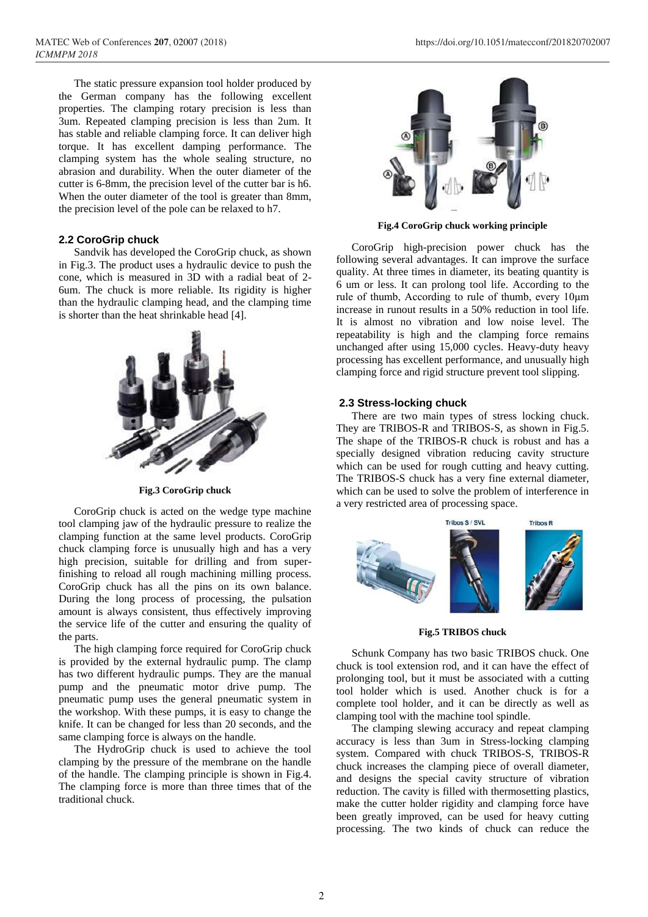The static pressure expansion tool holder produced by the German company has the following excellent properties. The clamping rotary precision is less than 3um. Repeated clamping precision is less than 2um. It has stable and reliable clamping force. It can deliver high torque. It has excellent damping performance. The clamping system has the whole sealing structure, no abrasion and durability. When the outer diameter of the cutter is 6-8mm, the precision level of the cutter bar is h6. When the outer diameter of the tool is greater than 8mm, the precision level of the pole can be relaxed to h7.

## 2.2 CoroGrip chuck

Sandvik has developed the CoroGrip chuck, as shown in Fig.3. The product uses a hydraulic device to push the cone, which is measured in 3D with a radial beat of 2-6um. The chuck is more reliable. Its rigidity is higher than the hydraulic clamping head, and the clamping time is shorter than the heat shrinkable head [4].

**Fig.3 CoroGrip chuck**

CoroGrip chuck is acted on the wedge type machine tool clamping jaw of the hydraulic pressure to realize the clamping function at the same level products. CoroGrip chuck clamping force is unusually high and has a very high precision, suitable for drilling and from super-finishing to reload all rough machining milling process. CoroGrip chuck has all the pins on its own balance. During the long process of processing, the pulsation amount is always consistent, thus effectively improving the service life of the cutter and ensuring the quality of the parts.

The high clamping force required for CoroGrip chuck is provided by the external hydraulic pump. The clamp has two different hydraulic pumps. They are the manual pump and the pneumatic motor drive pump. The pneumatic pump uses the general pneumatic system in the workshop. With these pumps, it is easy to change the knife. It can be changed for less than 20 seconds, and the same clamping force is always on the handle.

The HydroGrip chuck is used to achieve the tool clamping by the pressure of the membrane on the handle of the handle. The clamping principle is shown in Fig.4. The clamping force is more than three times that of the traditional chuck.

**Fig.4 CoroGrip chuck working principle**

CoroGrip high-precision power chuck has the following several advantages. It can improve the surface quality. At three times in diameter, its beating quantity is 6 um or less. It can prolong tool life. According to the rule of thumb, According to rule of thumb, every 10μm increase in runout results in a 50% reduction in tool life. It is almost no vibration and low noise level. The repeatability is high and the clamping force remains unchanged after using 15,000 cycles. Heavy-duty heavy processing has excellent performance, and unusually high clamping force and rigid structure prevent tool slipping.

## 2.3 Stress-locking chuck

There are two main types of stress locking chuck. They are TRIBOS-R and TRIBOS-S, as shown in Fig.5. The shape of the TRIBOS-R chuck is robust and has a specially designed vibration reducing cavity structure which can be used for rough cutting and heavy cutting. The TRIBOS-S chuck has a very fine external diameter, which can be used to solve the problem of interference in a very restricted area of processing space.

**Fig.5 TRIBOS chuck**

Schunk Company has two basic TRIBOS chuck. One chuck is tool extension rod, and it can have the effect of prolonging tool, but it must be associated with a cutting tool holder which is used. Another chuck is for a complete tool holder, and it can be directly as well as clamping tool with the machine tool spindle.

The clamping slewing accuracy and repeat clamping accuracy is less than 3um in Stress-locking clamping system. Compared with chuck TRIBOS-S, TRIBOS-R chuck increases the clamping piece of overall diameter, and designs the special cavity structure of vibration reduction. The cavity is filled with thermosetting plastics, make the cutter holder rigidity and clamping force have been greatly improved, can be used for heavy cutting processing. The two kinds of chuck can reduce the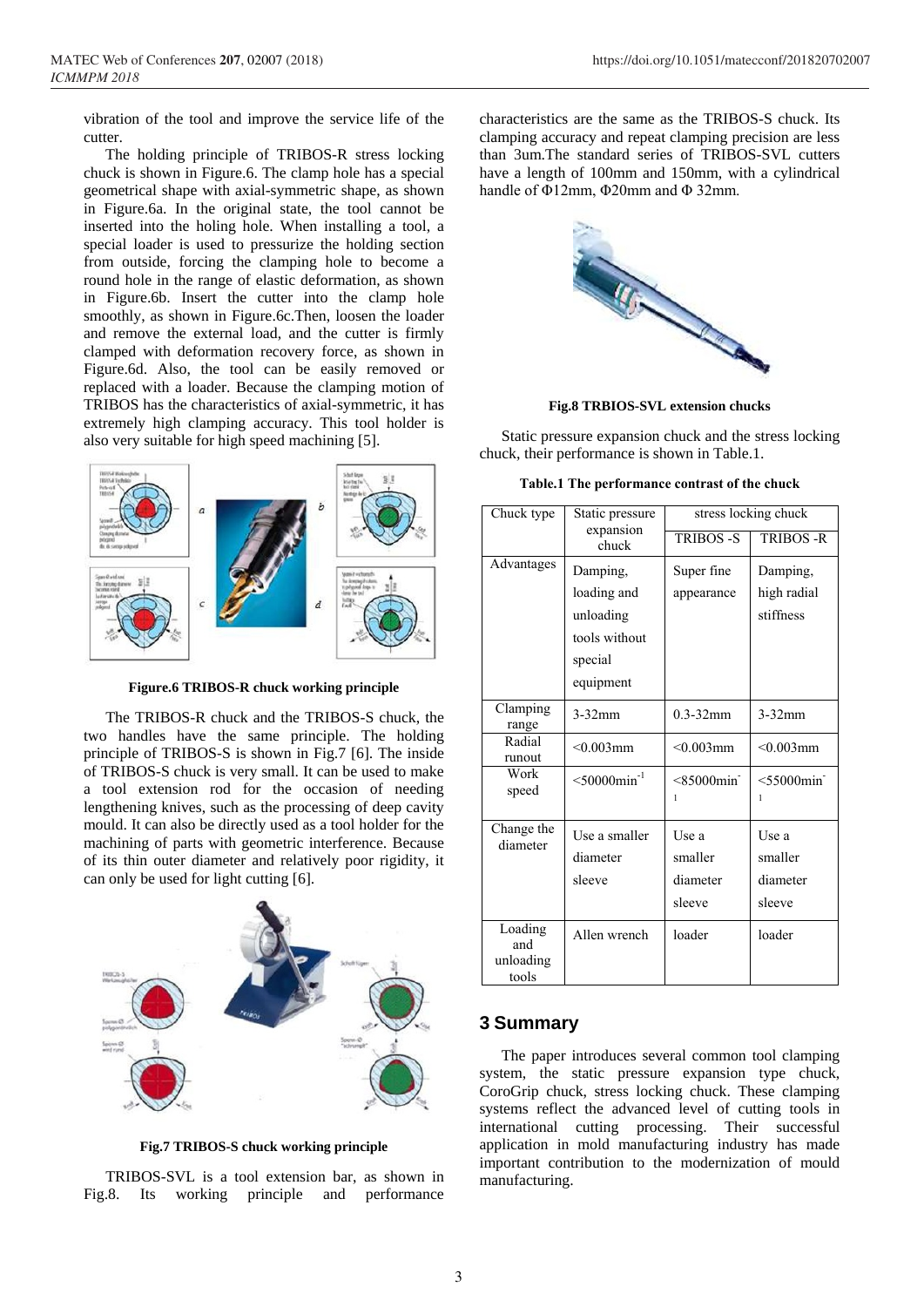vibration of the tool and improve the service life of the cutter.

The holding principle of TRIBOS-R stress locking chuck is shown in Figure.6. The clamp hole has a special geometrical shape with axial-symmetric shape, as shown in Figure.6a. In the original state, the tool cannot be inserted into the holing hole. When installing a tool, a special loader is used to pressurize the holding section from outside, forcing the clamping hole to become a round hole in the range of elastic deformation, as shown in Figure.6b. Insert the cutter into the clamp hole smoothly, as shown in Figure.6c.Then, loosen the loader and remove the external load, and the cutter is firmly clamped with deformation recovery force, as shown in Figure.6d. Also, the tool can be easily removed or replaced with a loader. Because the clamping motion of TRIBOS has the characteristics of axial-symmetric, it has extremely high clamping accuracy. This tool holder is also very suitable for high speed machining [5].

**Figure.6 TRIBOS-R chuck working principle**

The TRIBOS-R chuck and the TRIBOS-S chuck, the two handles have the same principle. The holding principle of TRIBOS-S is shown in Fig.7 [6]. The inside of TRIBOS-S chuck is very small. It can be used to make a tool extension rod for the occasion of needing lengthening knives, such as the processing of deep cavity mould. It can also be directly used as a tool holder for the machining of parts with geometric interference. Because of its thin outer diameter and relatively poor rigidity, it can only be used for light cutting [6].

**Fig.7 TRIBOS-S chuck working principle**

TRIBOS-SVL is a tool extension bar, as shown in Fig.8. Its working principle and performance characteristics are the same as the TRIBOS-S chuck. Its clamping accuracy and repeat clamping precision are less than 3um.The standard series of TRIBOS-SVL cutters have a length of 100mm and 150mm, with a cylindrical handle of Φ12mm, Φ20mm and Φ 32mm.

**Fig.8 TRBIOS-SVL extension chucks**

Static pressure expansion chuck and the stress locking chuck, their performance is shown in Table.1.

**Table.1 The performance contrast of the chuck**

| Chuck type | Static pressure expansion chuck | stress locking chuck | |
|---|---|---|---|
| | | TRIBOS -S | TRIBOS -R |
| Advantages | Damping, loading and unloading tools without special equipment | Super fine appearance | Damping, high radial stiffness |
| Clamping range | 3-32mm | 0.3-32mm | 3-32mm |
| Radial runout | <0.003mm | <0.003mm | <0.003mm |
| Work speed | <50000min$^{-1}$ | <85000min$^{-1}$ | <55000min$^{-1}$ |
| Change the diameter | Use a smaller diameter sleeve | Use a smaller diameter sleeve | Use a smaller diameter sleeve |
| Loading and unloading tools | Allen wrench | loader | loader |

## 3 Summary

The paper introduces several common tool clamping system, the static pressure expansion type chuck, CoroGrip chuck, stress locking chuck. These clamping systems reflect the advanced level of cutting tools in international cutting processing. Their successful application in mold manufacturing industry has made important contribution to the modernization of mould manufacturing.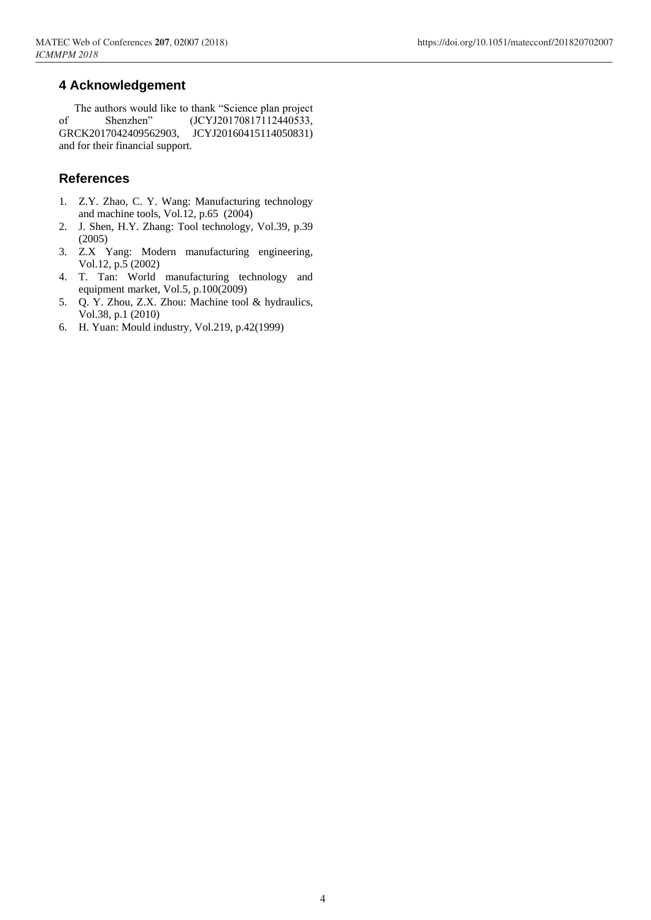## 4 Acknowledgement

The authors would like to thank "Science plan project of Shenzhen" (JCYJ20170817112440533, GRCK2017042409562903, JCYJ20160415114050831) and for their financial support.

## References

1. Z.Y. Zhao, C. Y. Wang: Manufacturing technology and machine tools, Vol.12, p.65 (2004)
2. J. Shen, H.Y. Zhang: Tool technology, Vol.39, p.39 (2005)
3. Z.X Yang: Modern manufacturing engineering, Vol.12, p.5 (2002)
4. T. Tan: World manufacturing technology and equipment market, Vol.5, p.100(2009)
5. Q. Y. Zhou, Z.X. Zhou: Machine tool & hydraulics, Vol.38, p.1 (2010)
6. H. Yuan: Mould industry, Vol.219, p.42(1999)